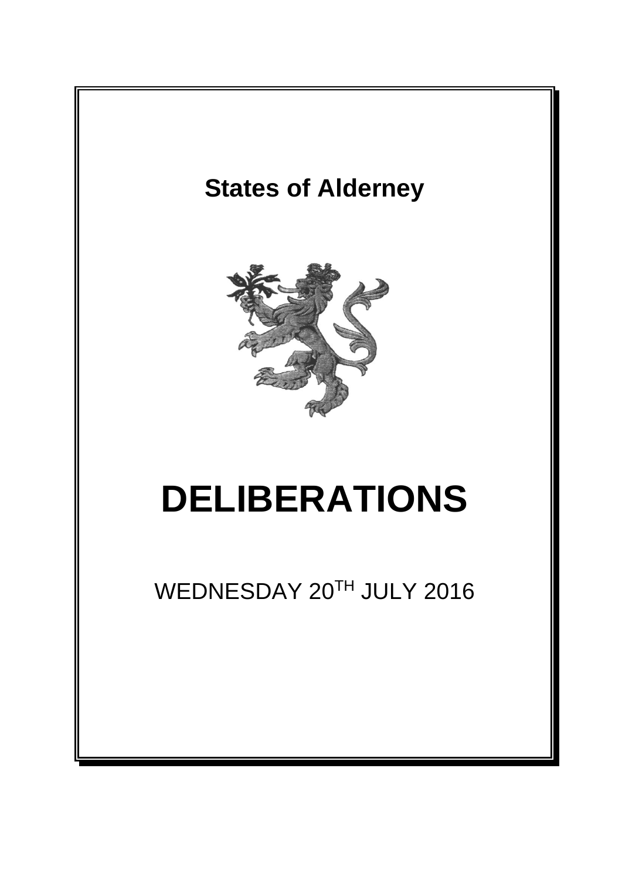# States of Alderney

# DELIBERATIONS

WEDNESDAY 20TH JULY 2016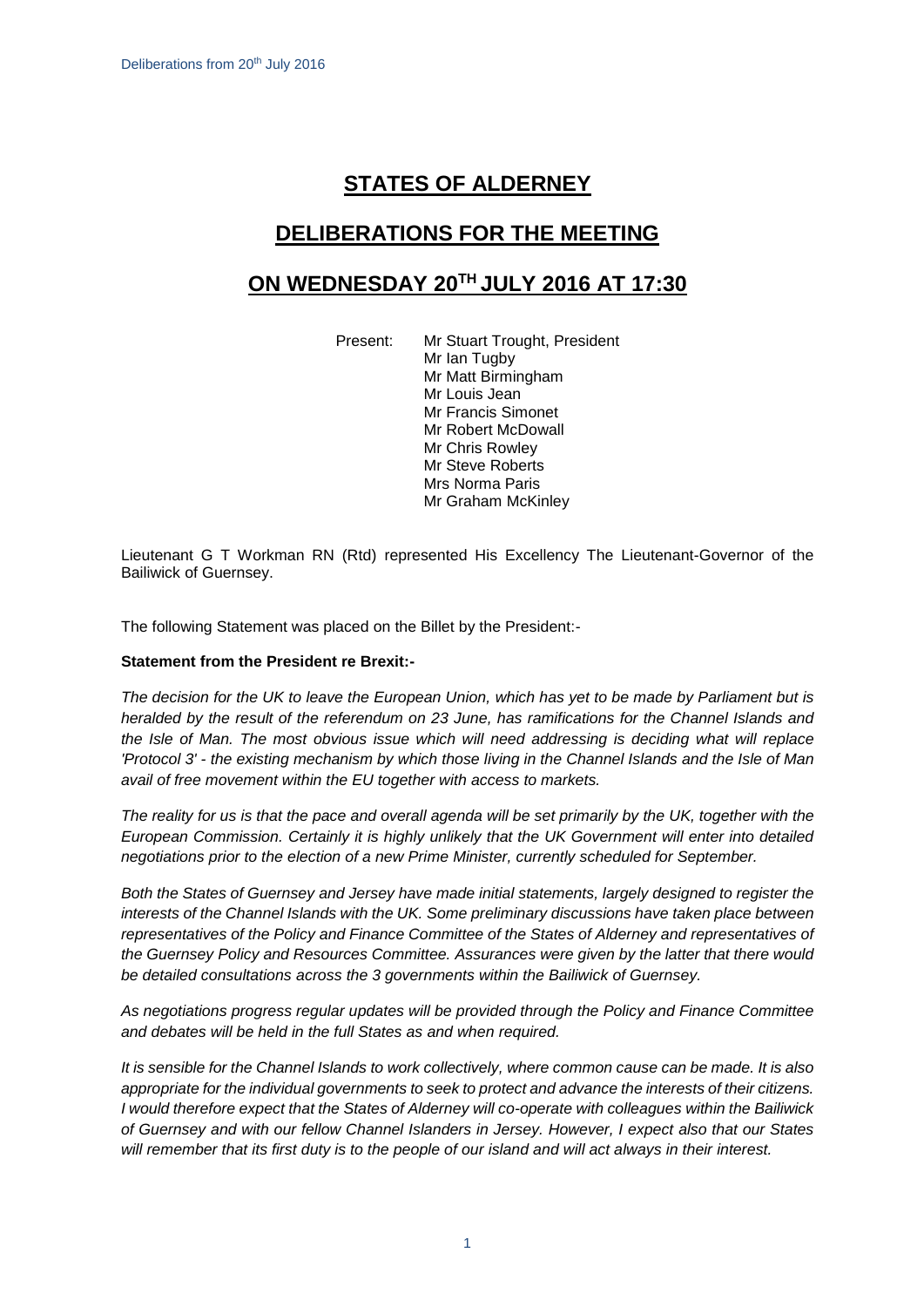# STATES OF ALDERNEY

# DELIBERATIONS FOR THE MEETING

# ON WEDNESDAY 20TH JULY 2016 AT 17:30

Present: Mr Stuart Trought, President
Mr Ian Tugby
Mr Matt Birmingham
Mr Louis Jean
Mr Francis Simonet
Mr Robert McDowall
Mr Chris Rowley
Mr Steve Roberts
Mrs Norma Paris
Mr Graham McKinley

Lieutenant G T Workman RN (Rtd) represented His Excellency The Lieutenant-Governor of the Bailiwick of Guernsey.

The following Statement was placed on the Billet by the President:-

**Statement from the President re Brexit:-**

*The decision for the UK to leave the European Union, which has yet to be made by Parliament but is heralded by the result of the referendum on 23 June, has ramifications for the Channel Islands and the Isle of Man. The most obvious issue which will need addressing is deciding what will replace 'Protocol 3' - the existing mechanism by which those living in the Channel Islands and the Isle of Man avail of free movement within the EU together with access to markets.*

*The reality for us is that the pace and overall agenda will be set primarily by the UK, together with the European Commission. Certainly it is highly unlikely that the UK Government will enter into detailed negotiations prior to the election of a new Prime Minister, currently scheduled for September.*

*Both the States of Guernsey and Jersey have made initial statements, largely designed to register the interests of the Channel Islands with the UK. Some preliminary discussions have taken place between representatives of the Policy and Finance Committee of the States of Alderney and representatives of the Guernsey Policy and Resources Committee. Assurances were given by the latter that there would be detailed consultations across the 3 governments within the Bailiwick of Guernsey.*

*As negotiations progress regular updates will be provided through the Policy and Finance Committee and debates will be held in the full States as and when required.*

*It is sensible for the Channel Islands to work collectively, where common cause can be made. It is also appropriate for the individual governments to seek to protect and advance the interests of their citizens. I would therefore expect that the States of Alderney will co-operate with colleagues within the Bailiwick of Guernsey and with our fellow Channel Islanders in Jersey. However, I expect also that our States will remember that its first duty is to the people of our island and will act always in their interest.*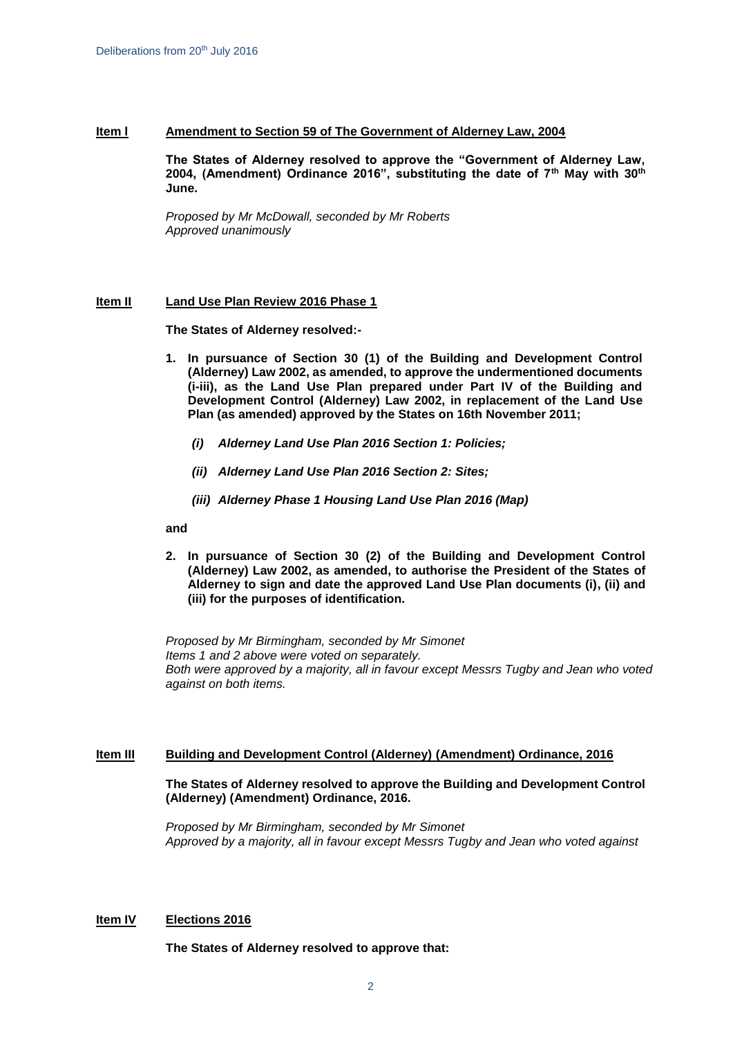**Item I** **Amendment to Section 59 of The Government of Alderney Law, 2004**

**The States of Alderney resolved to approve the "Government of Alderney Law, 2004, (Amendment) Ordinance 2016", substituting the date of 7th May with 30th June.**

*Proposed by Mr McDowall, seconded by Mr Roberts*
*Approved unanimously*

**Item II** **Land Use Plan Review 2016 Phase 1**

**The States of Alderney resolved:-**

1. **In pursuance of Section 30 (1) of the Building and Development Control (Alderney) Law 2002, as amended, to approve the undermentioned documents (i-iii), as the Land Use Plan prepared under Part IV of the Building and Development Control (Alderney) Law 2002, in replacement of the Land Use Plan (as amended) approved by the States on 16th November 2011;**

   ***(i) Alderney Land Use Plan 2016 Section 1: Policies;***

   ***(ii) Alderney Land Use Plan 2016 Section 2: Sites;***

   ***(iii) Alderney Phase 1 Housing Land Use Plan 2016 (Map)***

**and**

2. **In pursuance of Section 30 (2) of the Building and Development Control (Alderney) Law 2002, as amended, to authorise the President of the States of Alderney to sign and date the approved Land Use Plan documents (i), (ii) and (iii) for the purposes of identification.**

*Proposed by Mr Birmingham, seconded by Mr Simonet*
*Items 1 and 2 above were voted on separately.*
*Both were approved by a majority, all in favour except Messrs Tugby and Jean who voted against on both items.*

**Item III** **Building and Development Control (Alderney) (Amendment) Ordinance, 2016**

**The States of Alderney resolved to approve the Building and Development Control (Alderney) (Amendment) Ordinance, 2016.**

*Proposed by Mr Birmingham, seconded by Mr Simonet*
*Approved by a majority, all in favour except Messrs Tugby and Jean who voted against*

**Item IV** **Elections 2016**

**The States of Alderney resolved to approve that:**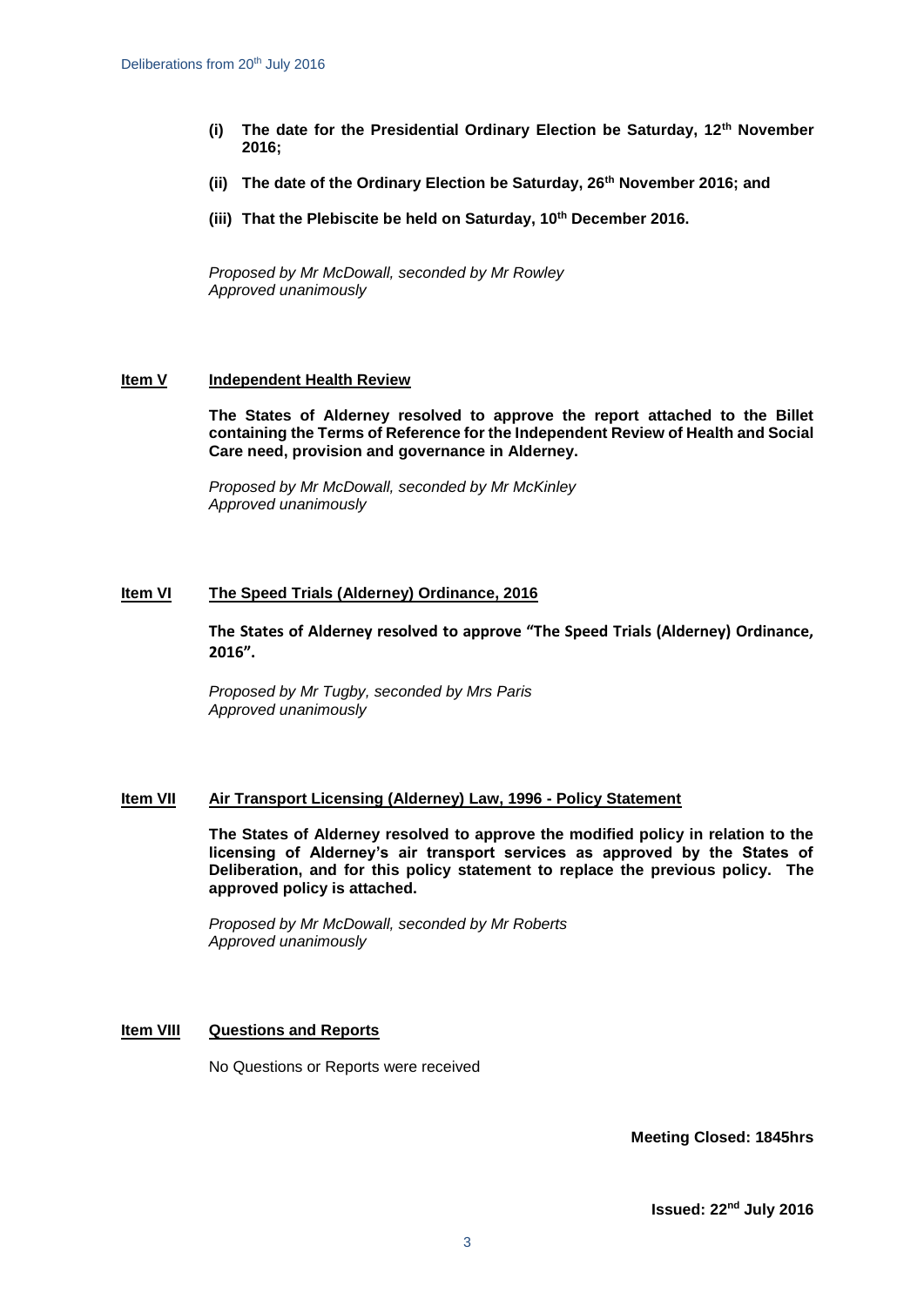**(i) The date for the Presidential Ordinary Election be Saturday, 12th November 2016;**

**(ii) The date of the Ordinary Election be Saturday, 26th November 2016; and**

**(iii) That the Plebiscite be held on Saturday, 10th December 2016.**

*Proposed by Mr McDowall, seconded by Mr Rowley*
*Approved unanimously*

**Item V** **Independent Health Review**

**The States of Alderney resolved to approve the report attached to the Billet containing the Terms of Reference for the Independent Review of Health and Social Care need, provision and governance in Alderney.**

*Proposed by Mr McDowall, seconded by Mr McKinley*
*Approved unanimously*

**Item VI** **The Speed Trials (Alderney) Ordinance, 2016**

**The States of Alderney resolved to approve "The Speed Trials (Alderney) Ordinance, 2016".**

*Proposed by Mr Tugby, seconded by Mrs Paris*
*Approved unanimously*

**Item VII** **Air Transport Licensing (Alderney) Law, 1996 - Policy Statement**

**The States of Alderney resolved to approve the modified policy in relation to the licensing of Alderney's air transport services as approved by the States of Deliberation, and for this policy statement to replace the previous policy. The approved policy is attached.**

*Proposed by Mr McDowall, seconded by Mr Roberts*
*Approved unanimously*

**Item VIII** **Questions and Reports**

No Questions or Reports were received

**Meeting Closed: 1845hrs**

**Issued: 22nd July 2016**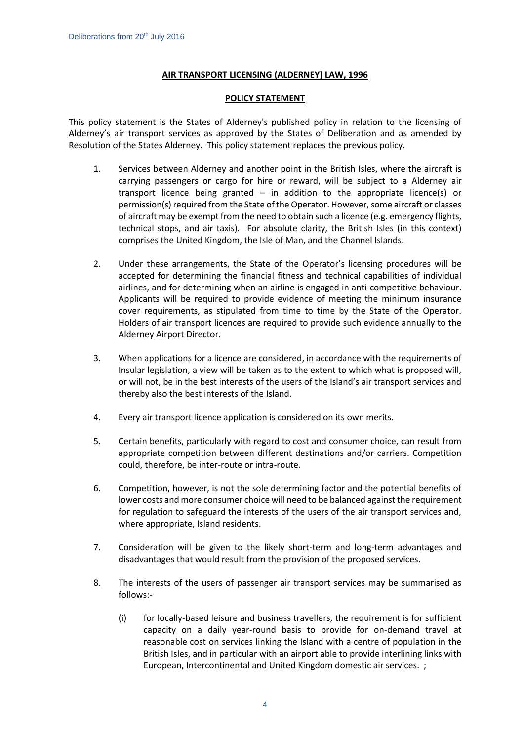**AIR TRANSPORT LICENSING (ALDERNEY) LAW, 1996**

**POLICY STATEMENT**

This policy statement is the States of Alderney's published policy in relation to the licensing of Alderney's air transport services as approved by the States of Deliberation and as amended by Resolution of the States Alderney. This policy statement replaces the previous policy.

1. Services between Alderney and another point in the British Isles, where the aircraft is carrying passengers or cargo for hire or reward, will be subject to a Alderney air transport licence being granted – in addition to the appropriate licence(s) or permission(s) required from the State of the Operator. However, some aircraft or classes of aircraft may be exempt from the need to obtain such a licence (e.g. emergency flights, technical stops, and air taxis). For absolute clarity, the British Isles (in this context) comprises the United Kingdom, the Isle of Man, and the Channel Islands.

2. Under these arrangements, the State of the Operator's licensing procedures will be accepted for determining the financial fitness and technical capabilities of individual airlines, and for determining when an airline is engaged in anti-competitive behaviour. Applicants will be required to provide evidence of meeting the minimum insurance cover requirements, as stipulated from time to time by the State of the Operator. Holders of air transport licences are required to provide such evidence annually to the Alderney Airport Director.

3. When applications for a licence are considered, in accordance with the requirements of Insular legislation, a view will be taken as to the extent to which what is proposed will, or will not, be in the best interests of the users of the Island's air transport services and thereby also the best interests of the Island.

4. Every air transport licence application is considered on its own merits.

5. Certain benefits, particularly with regard to cost and consumer choice, can result from appropriate competition between different destinations and/or carriers. Competition could, therefore, be inter-route or intra-route.

6. Competition, however, is not the sole determining factor and the potential benefits of lower costs and more consumer choice will need to be balanced against the requirement for regulation to safeguard the interests of the users of the air transport services and, where appropriate, Island residents.

7. Consideration will be given to the likely short-term and long-term advantages and disadvantages that would result from the provision of the proposed services.

8. The interests of the users of passenger air transport services may be summarised as follows:-

   (i) for locally-based leisure and business travellers, the requirement is for sufficient capacity on a daily year-round basis to provide for on-demand travel at reasonable cost on services linking the Island with a centre of population in the British Isles, and in particular with an airport able to provide interlining links with European, Intercontinental and United Kingdom domestic air services. ;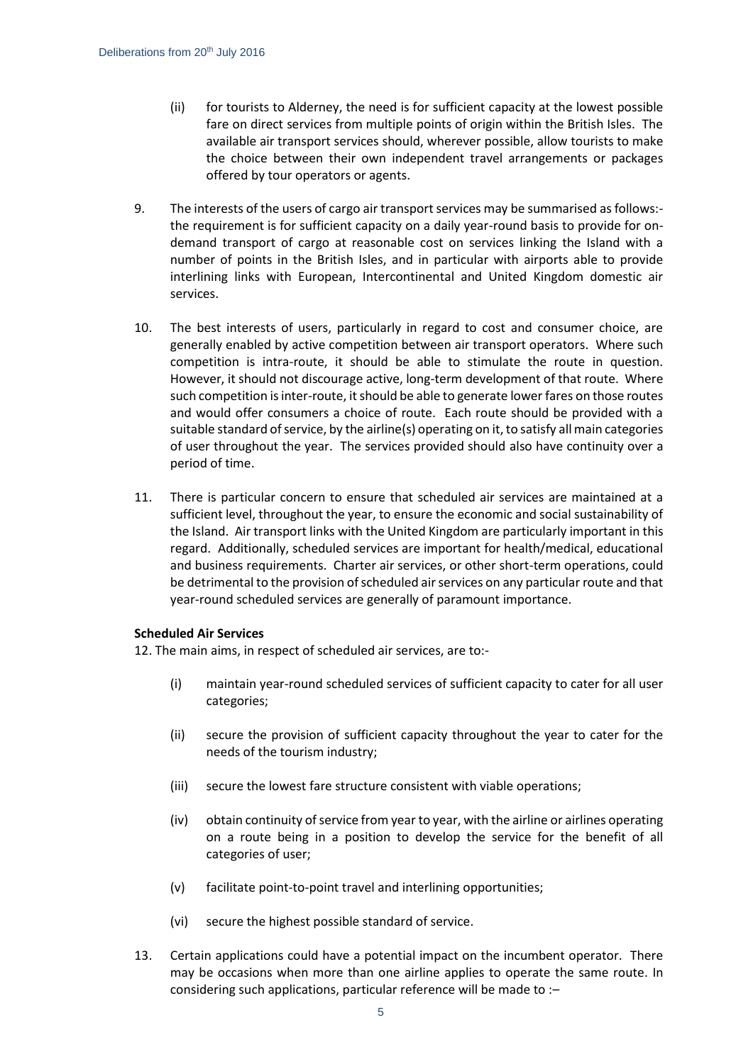(ii) for tourists to Alderney, the need is for sufficient capacity at the lowest possible fare on direct services from multiple points of origin within the British Isles. The available air transport services should, wherever possible, allow tourists to make the choice between their own independent travel arrangements or packages offered by tour operators or agents.

9. The interests of the users of cargo air transport services may be summarised as follows:- the requirement is for sufficient capacity on a daily year-round basis to provide for on-demand transport of cargo at reasonable cost on services linking the Island with a number of points in the British Isles, and in particular with airports able to provide interlining links with European, Intercontinental and United Kingdom domestic air services.

10. The best interests of users, particularly in regard to cost and consumer choice, are generally enabled by active competition between air transport operators. Where such competition is intra-route, it should be able to stimulate the route in question. However, it should not discourage active, long-term development of that route. Where such competition is inter-route, it should be able to generate lower fares on those routes and would offer consumers a choice of route. Each route should be provided with a suitable standard of service, by the airline(s) operating on it, to satisfy all main categories of user throughout the year. The services provided should also have continuity over a period of time.

11. There is particular concern to ensure that scheduled air services are maintained at a sufficient level, throughout the year, to ensure the economic and social sustainability of the Island. Air transport links with the United Kingdom are particularly important in this regard. Additionally, scheduled services are important for health/medical, educational and business requirements. Charter air services, or other short-term operations, could be detrimental to the provision of scheduled air services on any particular route and that year-round scheduled services are generally of paramount importance.

**Scheduled Air Services**

12. The main aims, in respect of scheduled air services, are to:-

(i) maintain year-round scheduled services of sufficient capacity to cater for all user categories;

(ii) secure the provision of sufficient capacity throughout the year to cater for the needs of the tourism industry;

(iii) secure the lowest fare structure consistent with viable operations;

(iv) obtain continuity of service from year to year, with the airline or airlines operating on a route being in a position to develop the service for the benefit of all categories of user;

(v) facilitate point-to-point travel and interlining opportunities;

(vi) secure the highest possible standard of service.

13. Certain applications could have a potential impact on the incumbent operator. There may be occasions when more than one airline applies to operate the same route. In considering such applications, particular reference will be made to :–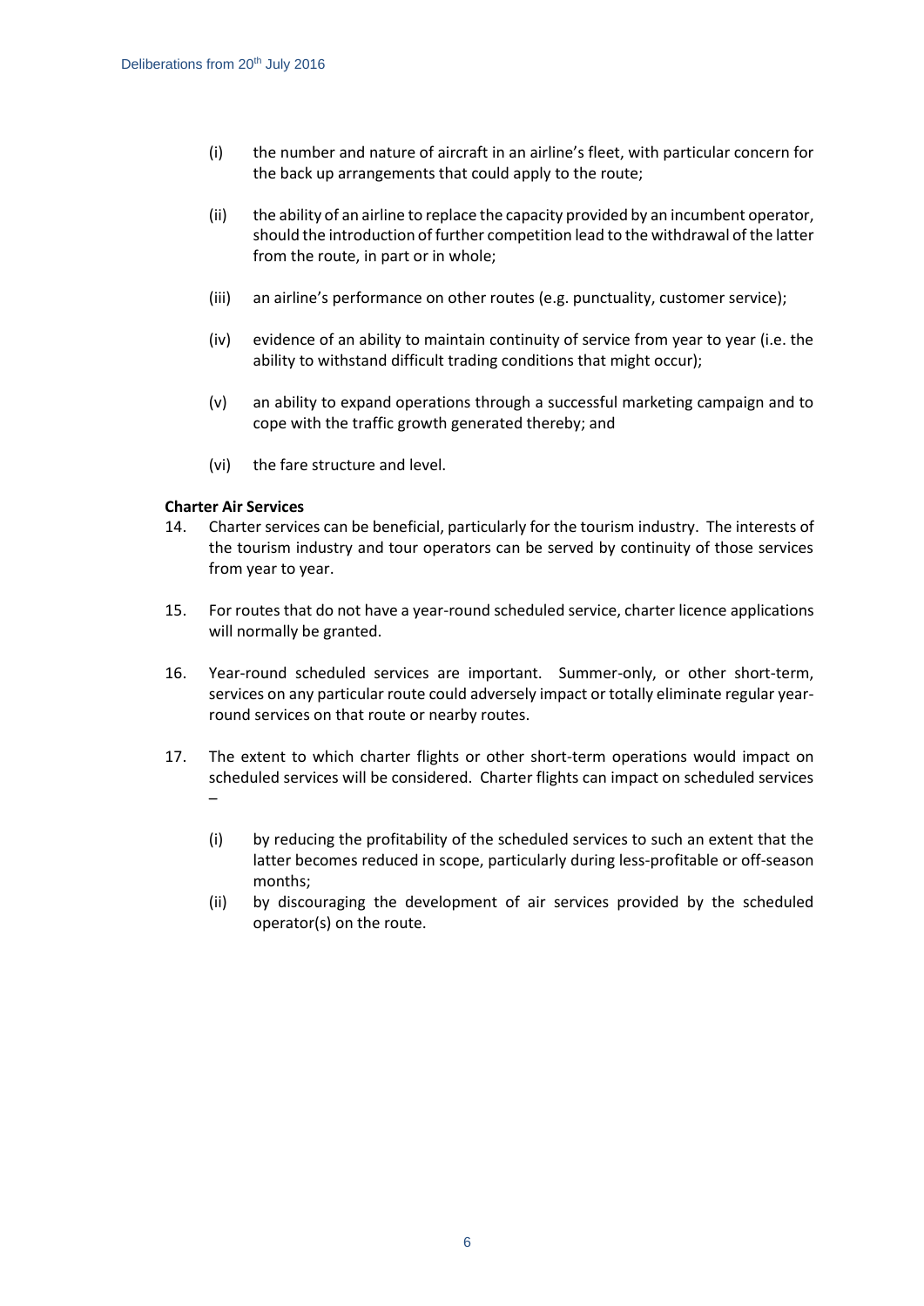(i) the number and nature of aircraft in an airline's fleet, with particular concern for the back up arrangements that could apply to the route;

(ii) the ability of an airline to replace the capacity provided by an incumbent operator, should the introduction of further competition lead to the withdrawal of the latter from the route, in part or in whole;

(iii) an airline's performance on other routes (e.g. punctuality, customer service);

(iv) evidence of an ability to maintain continuity of service from year to year (i.e. the ability to withstand difficult trading conditions that might occur);

(v) an ability to expand operations through a successful marketing campaign and to cope with the traffic growth generated thereby; and

(vi) the fare structure and level.

**Charter Air Services**

14. Charter services can be beneficial, particularly for the tourism industry. The interests of the tourism industry and tour operators can be served by continuity of those services from year to year.

15. For routes that do not have a year-round scheduled service, charter licence applications will normally be granted.

16. Year-round scheduled services are important. Summer-only, or other short-term, services on any particular route could adversely impact or totally eliminate regular year-round services on that route or nearby routes.

17. The extent to which charter flights or other short-term operations would impact on scheduled services will be considered. Charter flights can impact on scheduled services –

    (i) by reducing the profitability of the scheduled services to such an extent that the latter becomes reduced in scope, particularly during less-profitable or off-season months;

    (ii) by discouraging the development of air services provided by the scheduled operator(s) on the route.